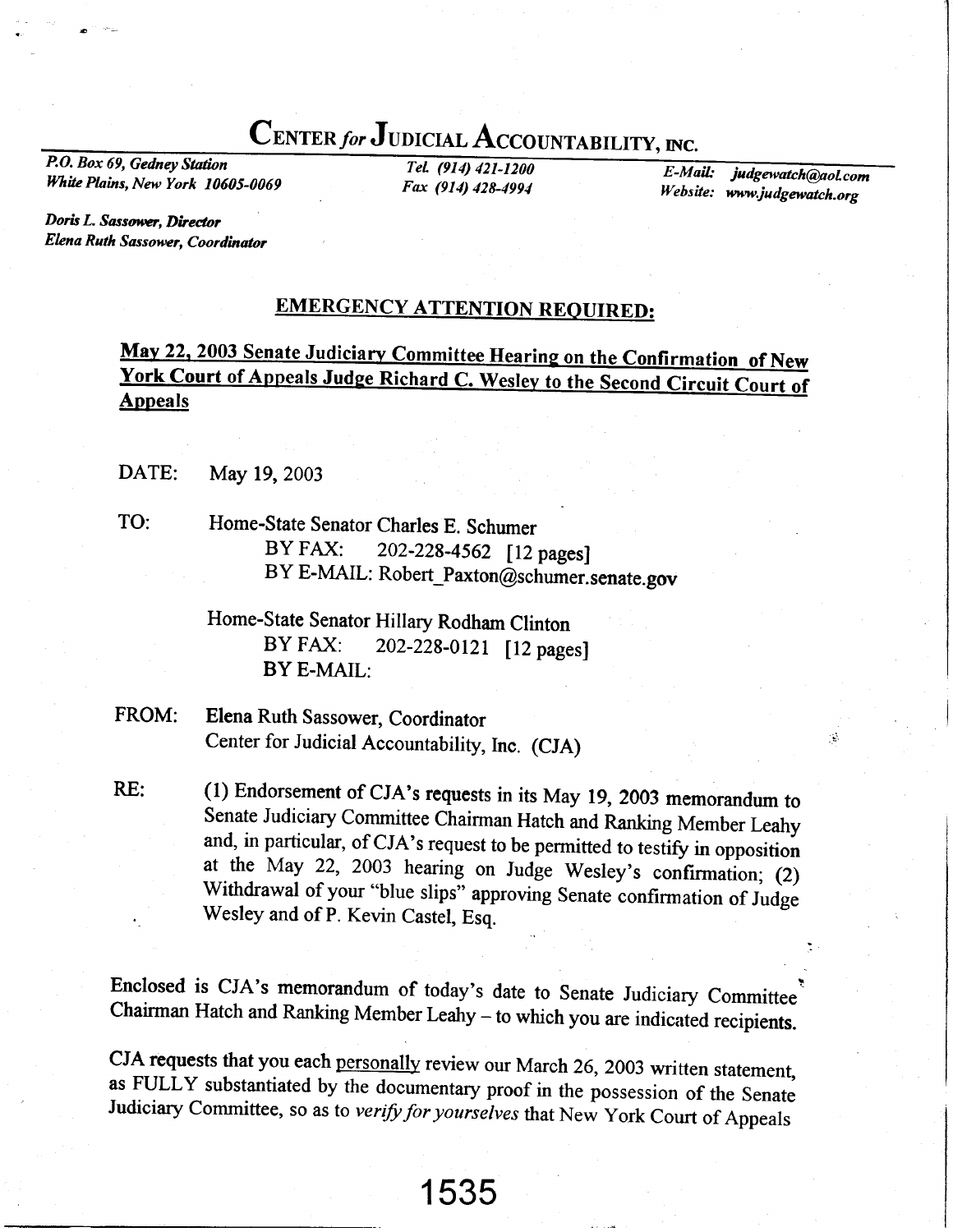# CENTER *for* JUDICIAL ACCOUNTABILITY, INC.

*P.O. Box 69, Gedney Station*
*White Plains, New York 10605-0069*

*Tel. (914) 421-1200*
*Fax (914) 428-4994*

*E-Mail: judgewatch@aol.com*
*Website: www.judgewatch.org*

*Doris L. Sassower, Director*
*Elena Ruth Sassower, Coordinator*

## EMERGENCY ATTENTION REQUIRED:

## May 22, 2003 Senate Judiciary Committee Hearing on the Confirmation of New York Court of Appeals Judge Richard C. Wesley to the Second Circuit Court of Appeals

DATE: May 19, 2003

TO: Home-State Senator Charles E. Schumer
BY FAX: 202-228-4562 [12 pages]
BY E-MAIL: Robert_Paxton@schumer.senate.gov

Home-State Senator Hillary Rodham Clinton
BY FAX: 202-228-0121 [12 pages]
BY E-MAIL:

FROM: Elena Ruth Sassower, Coordinator
Center for Judicial Accountability, Inc. (CJA)

RE: (1) Endorsement of CJA's requests in its May 19, 2003 memorandum to Senate Judiciary Committee Chairman Hatch and Ranking Member Leahy and, in particular, of CJA's request to be permitted to testify in opposition at the May 22, 2003 hearing on Judge Wesley's confirmation; (2) Withdrawal of your "blue slips" approving Senate confirmation of Judge Wesley and of P. Kevin Castel, Esq.

Enclosed is CJA's memorandum of today's date to Senate Judiciary Committee Chairman Hatch and Ranking Member Leahy – to which you are indicated recipients.

CJA requests that you each personally review our March 26, 2003 written statement, as FULLY substantiated by the documentary proof in the possession of the Senate Judiciary Committee, so as to *verify for yourselves* that New York Court of Appeals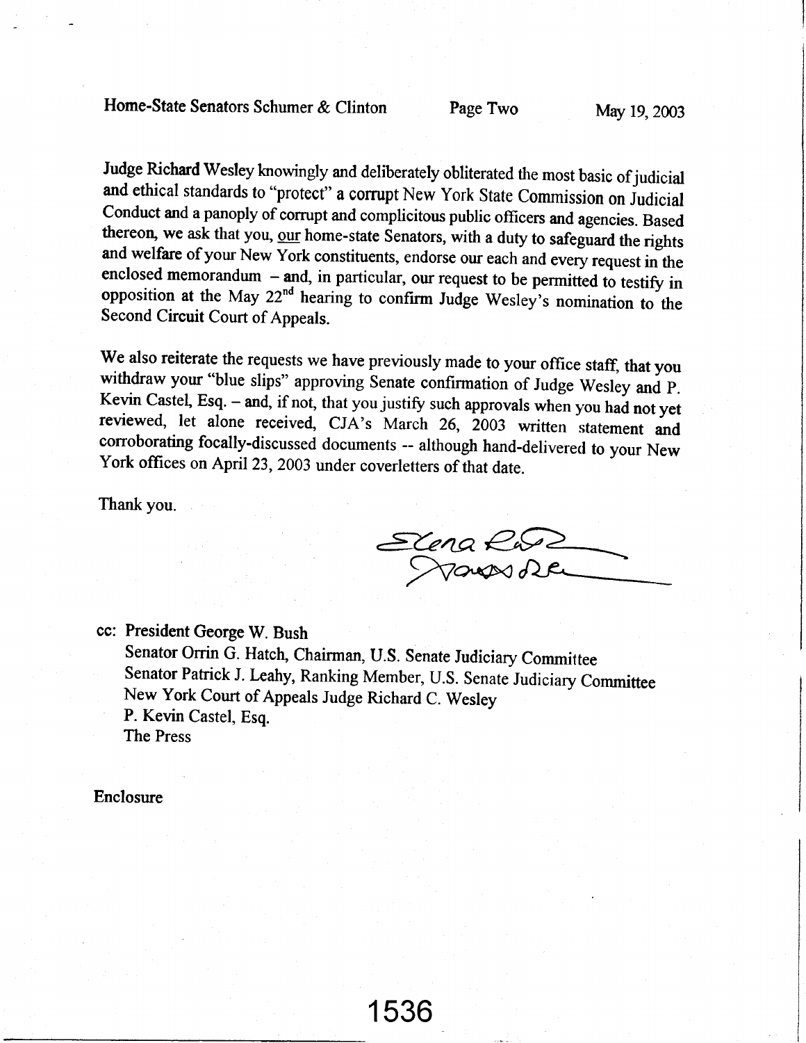Judge Richard Wesley knowingly and deliberately obliterated the most basic of judicial and ethical standards to "protect" a corrupt New York State Commission on Judicial Conduct and a panoply of corrupt and complicitous public officers and agencies. Based thereon, we ask that you, our home-state Senators, with a duty to safeguard the rights and welfare of your New York constituents, endorse our each and every request in the enclosed memorandum – and, in particular, our request to be permitted to testify in opposition at the May 22nd hearing to confirm Judge Wesley's nomination to the Second Circuit Court of Appeals.

We also reiterate the requests we have previously made to your office staff, that you withdraw your "blue slips" approving Senate confirmation of Judge Wesley and P. Kevin Castel, Esq. – and, if not, that you justify such approvals when you had not yet reviewed, let alone received, CJA's March 26, 2003 written statement and corroborating focally-discussed documents -- although hand-delivered to your New York offices on April 23, 2003 under coverletters of that date.

Thank you.

Elena Ruth Sassower

cc: President George W. Bush
Senator Orrin G. Hatch, Chairman, U.S. Senate Judiciary Committee
Senator Patrick J. Leahy, Ranking Member, U.S. Senate Judiciary Committee
New York Court of Appeals Judge Richard C. Wesley
P. Kevin Castel, Esq.
The Press

Enclosure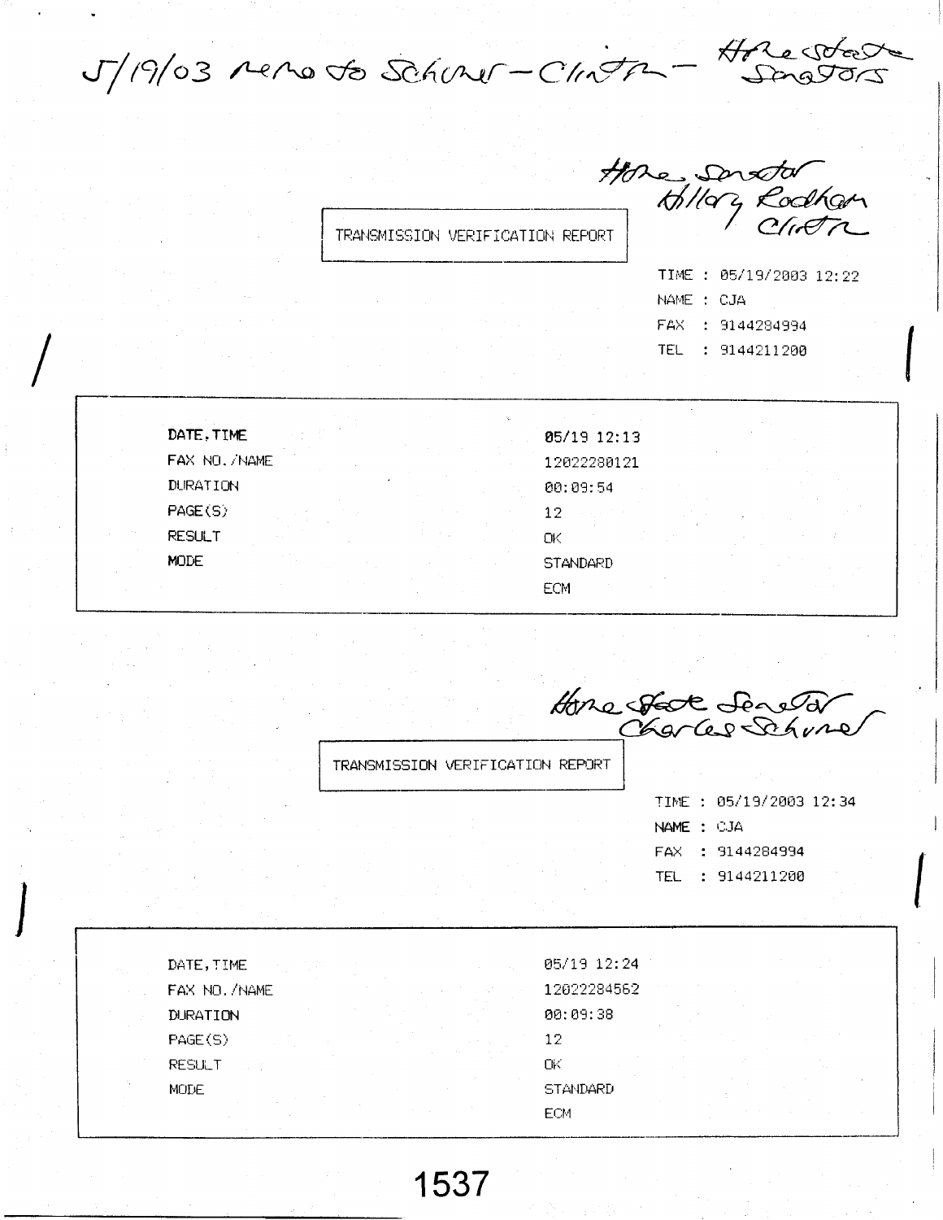5/19/03 memo to Schumer – Clinton – Home State Senators

Home Senator Hillary Rodham Clinton

TRANSMISSION VERIFICATION REPORT

TIME : 05/19/2003 12:22
NAME : CJA
FAX : 9144284994
TEL : 9144211200

| | |
|---|---|
| DATE,TIME | 05/19 12:13 |
| FAX NO./NAME | 12022280121 |
| DURATION | 00:09:54 |
| PAGE(S) | 12 |
| RESULT | OK |
| MODE | STANDARD<br>ECM |

Home State Senator Charles Schumer

TRANSMISSION VERIFICATION REPORT

TIME : 05/19/2003 12:34
NAME : CJA
FAX : 9144284994
TEL : 9144211200

| | |
|---|---|
| DATE,TIME | 05/19 12:24 |
| FAX NO./NAME | 12022284562 |
| DURATION | 00:09:38 |
| PAGE(S) | 12 |
| RESULT | OK |
| MODE | STANDARD<br>ECM |

1537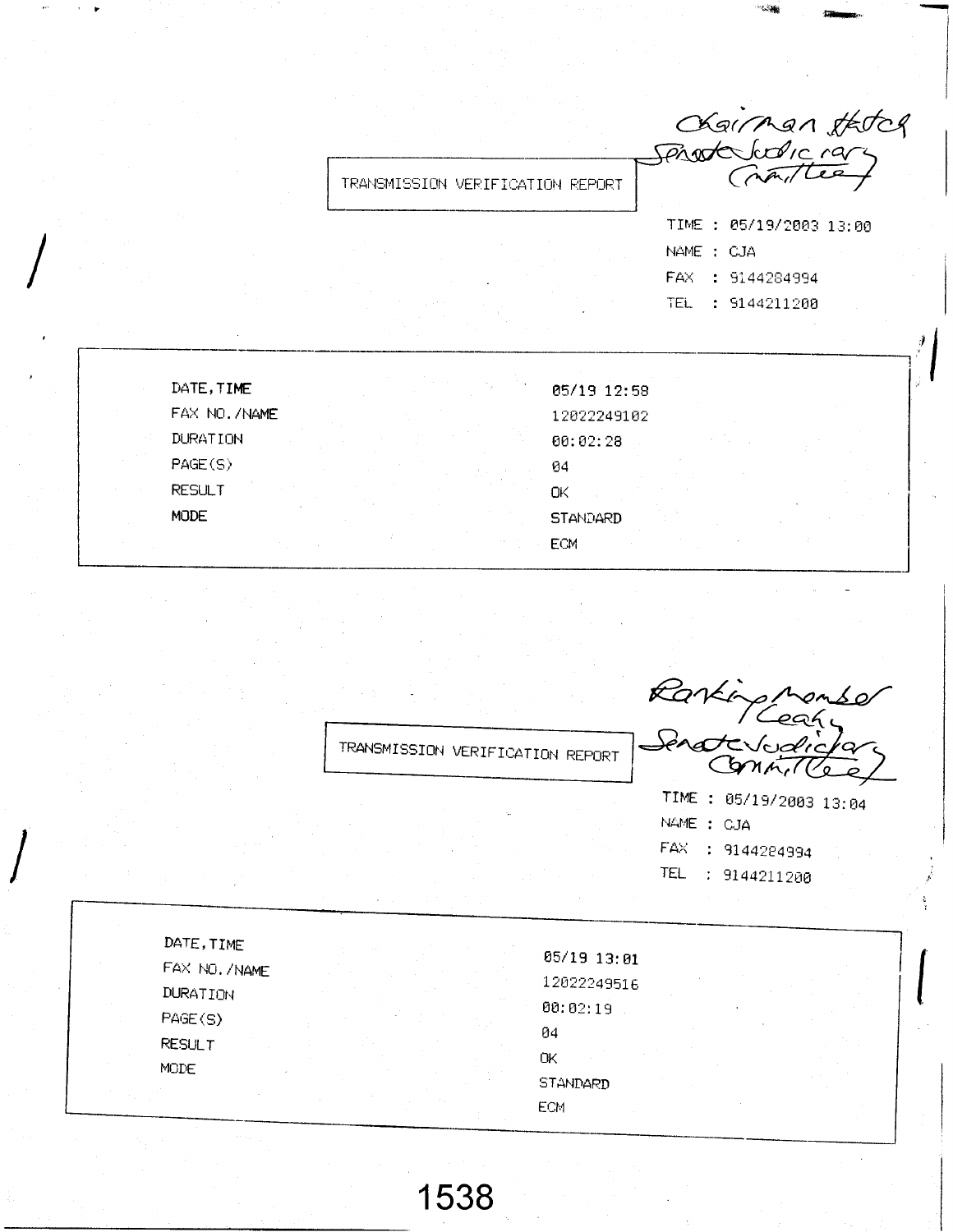Chairman Hatch
Senate Judiciary
Committee

TRANSMISSION VERIFICATION REPORT

TIME : 05/19/2003 13:00
NAME : CJA
FAX : 9144284994
TEL : 9144211200

| | |
|---|---|
| DATE,TIME | 05/19 12:58 |
| FAX NO./NAME | 12022249102 |
| DURATION | 00:02:28 |
| PAGE(S) | 04 |
| RESULT | OK |
| MODE | STANDARD |
| | ECM |

Ranking Member
Leahy
Senate Judiciary
Committee

TRANSMISSION VERIFICATION REPORT

TIME : 05/19/2003 13:04
NAME : CJA
FAX : 9144284994
TEL : 9144211200

| | |
|---|---|
| DATE,TIME | 05/19 13:01 |
| FAX NO./NAME | 12022249516 |
| DURATION | 00:02:19 |
| PAGE(S) | 04 |
| RESULT | OK |
| MODE | STANDARD |
| | ECM |